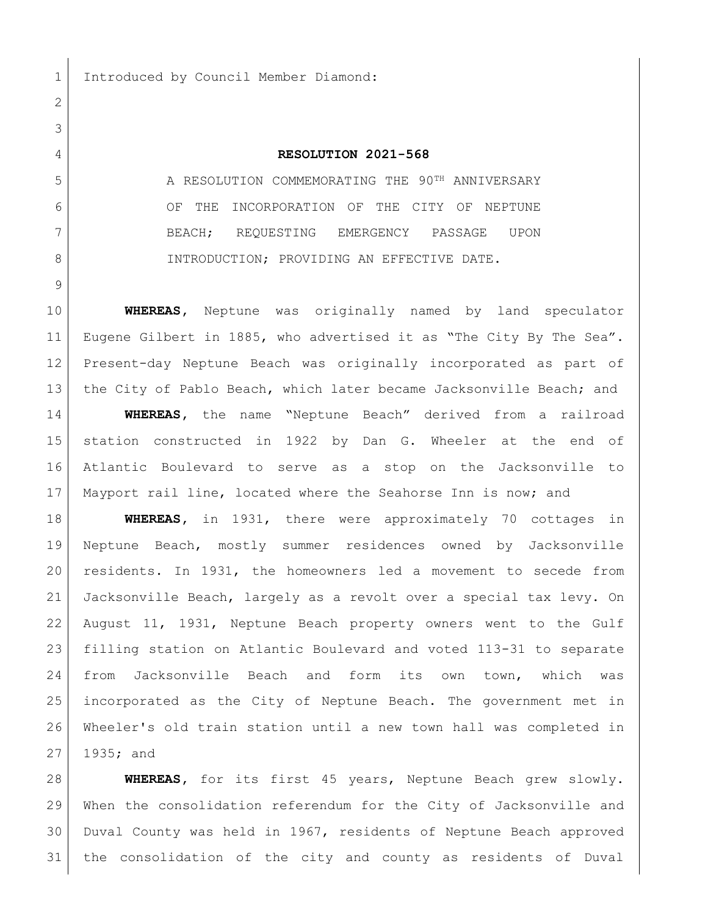Introduced by Council Member Diamond:

**RESOLUTION 2021-568**

A RESOLUTION COMMEMORATING THE 90TH ANNIVERSARY OF THE INCORPORATION OF THE CITY OF NEPTUNE BEACH; REQUESTING EMERGENCY PASSAGE UPON INTRODUCTION; PROVIDING AN EFFECTIVE DATE.

**WHEREAS**, Neptune was originally named by land speculator Eugene Gilbert in 1885, who advertised it as "The City By The Sea". Present-day Neptune Beach was originally incorporated as part of the City of Pablo Beach, which later became Jacksonville Beach; and

**WHEREAS**, the name "Neptune Beach" derived from a railroad station constructed in 1922 by Dan G. Wheeler at the end of Atlantic Boulevard to serve as a stop on the Jacksonville to Mayport rail line, located where the Seahorse Inn is now; and

**WHEREAS**, in 1931, there were approximately 70 cottages in Neptune Beach, mostly summer residences owned by Jacksonville residents. In 1931, the homeowners led a movement to secede from Jacksonville Beach, largely as a revolt over a special tax levy. On August 11, 1931, Neptune Beach property owners went to the Gulf filling station on Atlantic Boulevard and voted 113-31 to separate from Jacksonville Beach and form its own town, which was incorporated as the City of Neptune Beach. The government met in Wheeler's old train station until a new town hall was completed in 1935; and

**WHEREAS**, for its first 45 years, Neptune Beach grew slowly. When the consolidation referendum for the City of Jacksonville and Duval County was held in 1967, residents of Neptune Beach approved the consolidation of the city and county as residents of Duval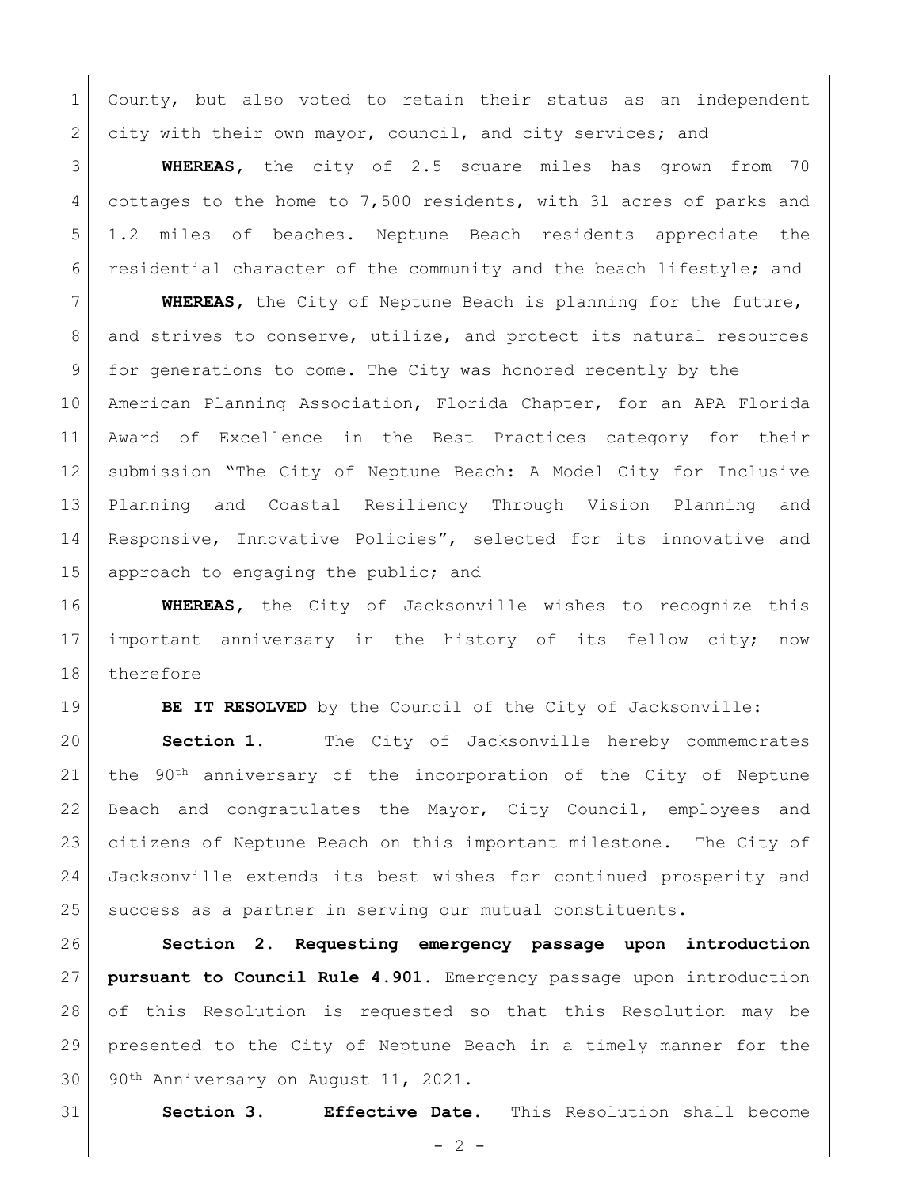County, but also voted to retain their status as an independent city with their own mayor, council, and city services; and

**WHEREAS**, the city of 2.5 square miles has grown from 70 cottages to the home to 7,500 residents, with 31 acres of parks and 1.2 miles of beaches. Neptune Beach residents appreciate the residential character of the community and the beach lifestyle; and

**WHEREAS**, the City of Neptune Beach is planning for the future, and strives to conserve, utilize, and protect its natural resources for generations to come. The City was honored recently by the American Planning Association, Florida Chapter, for an APA Florida Award of Excellence in the Best Practices category for their submission "The City of Neptune Beach: A Model City for Inclusive Planning and Coastal Resiliency Through Vision Planning and Responsive, Innovative Policies", selected for its innovative and approach to engaging the public; and

**WHEREAS**, the City of Jacksonville wishes to recognize this important anniversary in the history of its fellow city; now therefore

**BE IT RESOLVED** by the Council of the City of Jacksonville:

**Section 1.** The City of Jacksonville hereby commemorates the 90th anniversary of the incorporation of the City of Neptune Beach and congratulates the Mayor, City Council, employees and citizens of Neptune Beach on this important milestone. The City of Jacksonville extends its best wishes for continued prosperity and success as a partner in serving our mutual constituents.

**Section 2. Requesting emergency passage upon introduction pursuant to Council Rule 4.901.** Emergency passage upon introduction of this Resolution is requested so that this Resolution may be presented to the City of Neptune Beach in a timely manner for the 90th Anniversary on August 11, 2021.

**Section 3. Effective Date.** This Resolution shall become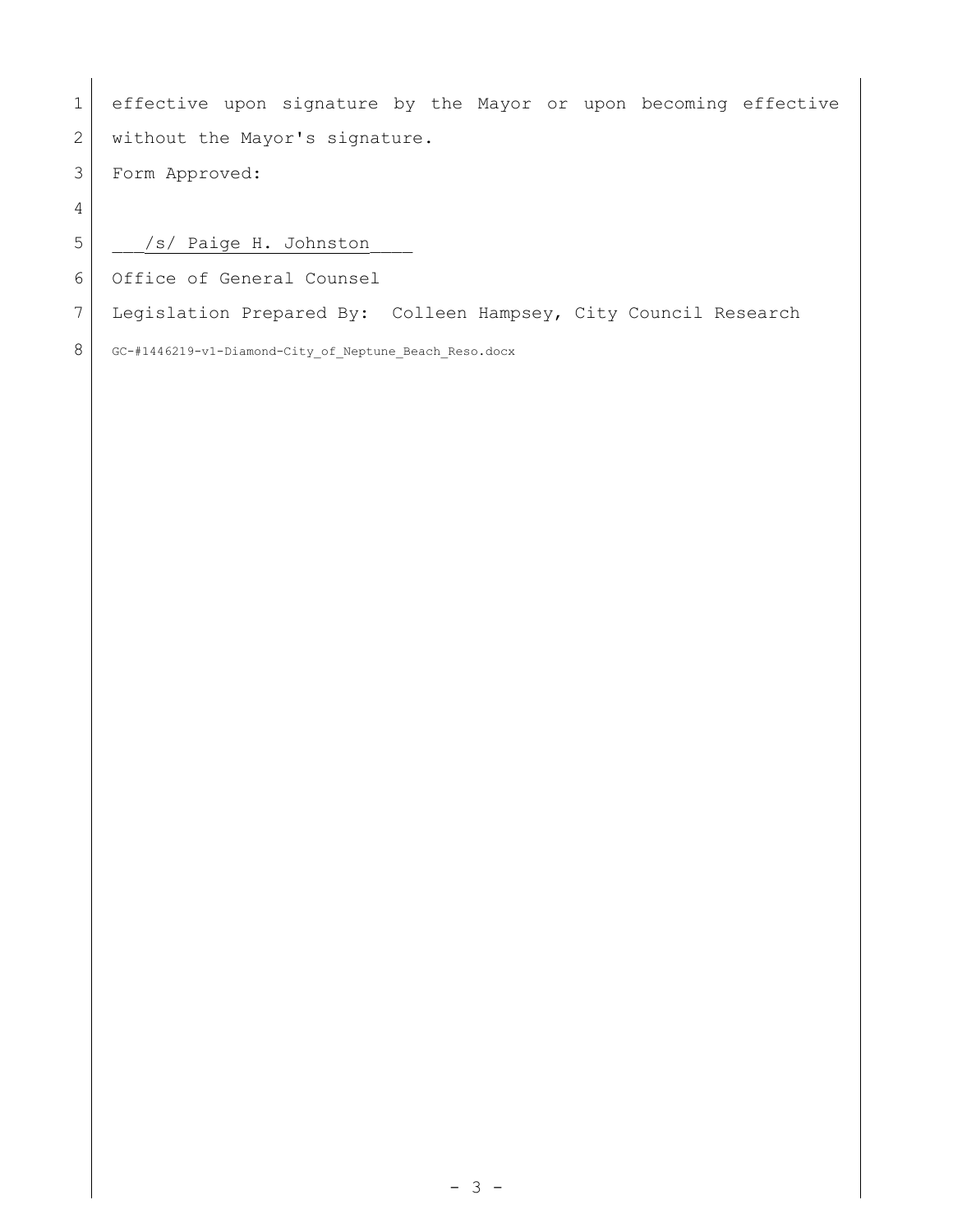effective upon signature by the Mayor or upon becoming effective without the Mayor's signature.

Form Approved:

___/s/ Paige H. Johnston____

Office of General Counsel

Legislation Prepared By: Colleen Hampsey, City Council Research

GC-#1446219-v1-Diamond-City_of_Neptune_Beach_Reso.docx